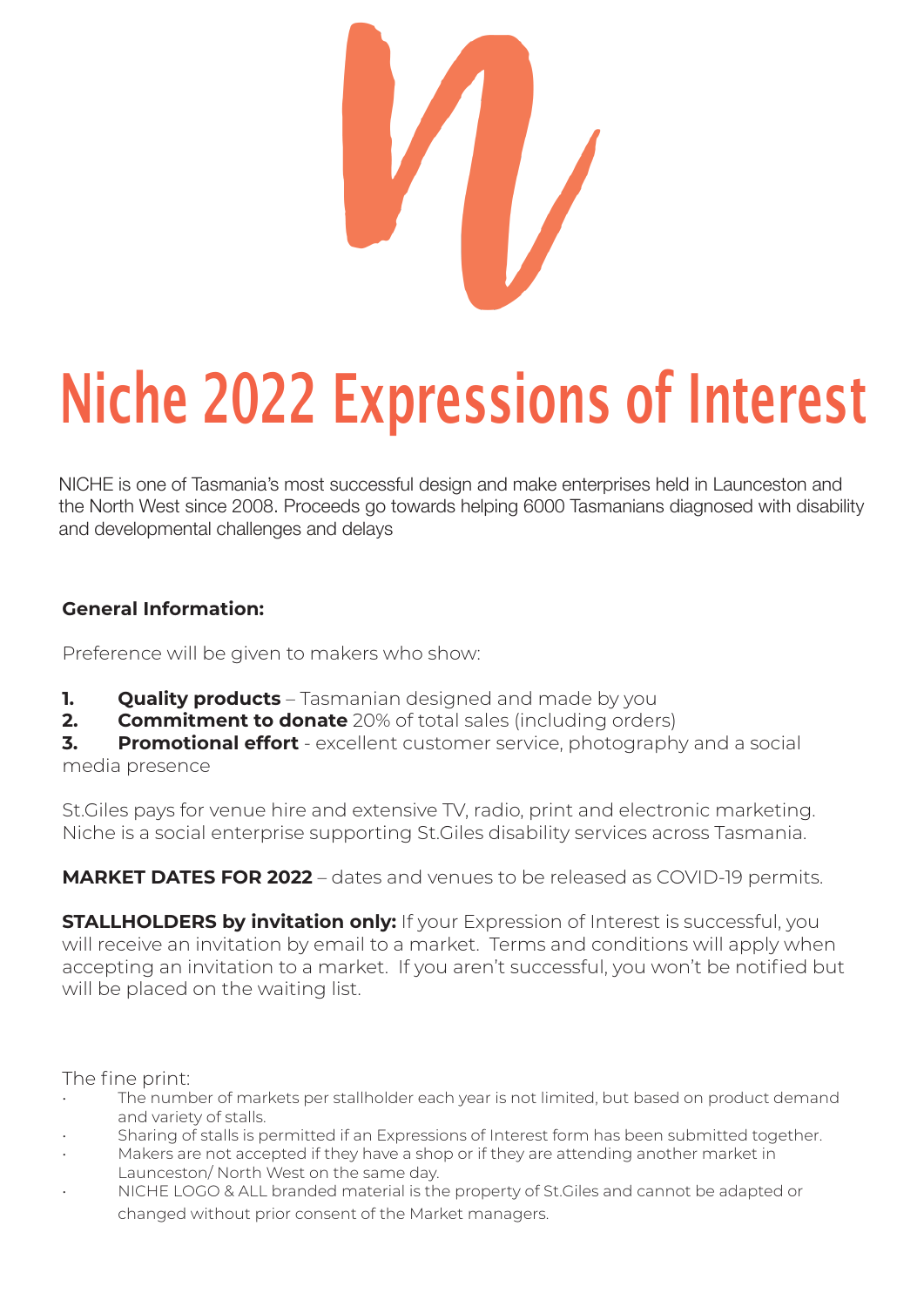# Niche 2022 Expressions of Interest

NICHE is one of Tasmania's most successful design and make enterprises held in Launceston and the North West since 2008. Proceeds go towards helping 6000 Tasmanians diagnosed with disability and developmental challenges and delays

**General Information:**

Preference will be given to makers who show:

1. **Quality products** – Tasmanian designed and made by you
2. **Commitment to donate** 20% of total sales (including orders)
3. **Promotional effort** - excellent customer service, photography and a social media presence

St.Giles pays for venue hire and extensive TV, radio, print and electronic marketing. Niche is a social enterprise supporting St.Giles disability services across Tasmania.

**MARKET DATES FOR 2022** – dates and venues to be released as COVID-19 permits.

**STALLHOLDERS by invitation only:** If your Expression of Interest is successful, you will receive an invitation by email to a market. Terms and conditions will apply when accepting an invitation to a market. If you aren't successful, you won't be notified but will be placed on the waiting list.

The fine print:

- The number of markets per stallholder each year is not limited, but based on product demand and variety of stalls.
- Sharing of stalls is permitted if an Expressions of Interest form has been submitted together.
- Makers are not accepted if they have a shop or if they are attending another market in Launceston/ North West on the same day.
- NICHE LOGO & ALL branded material is the property of St.Giles and cannot be adapted or changed without prior consent of the Market managers.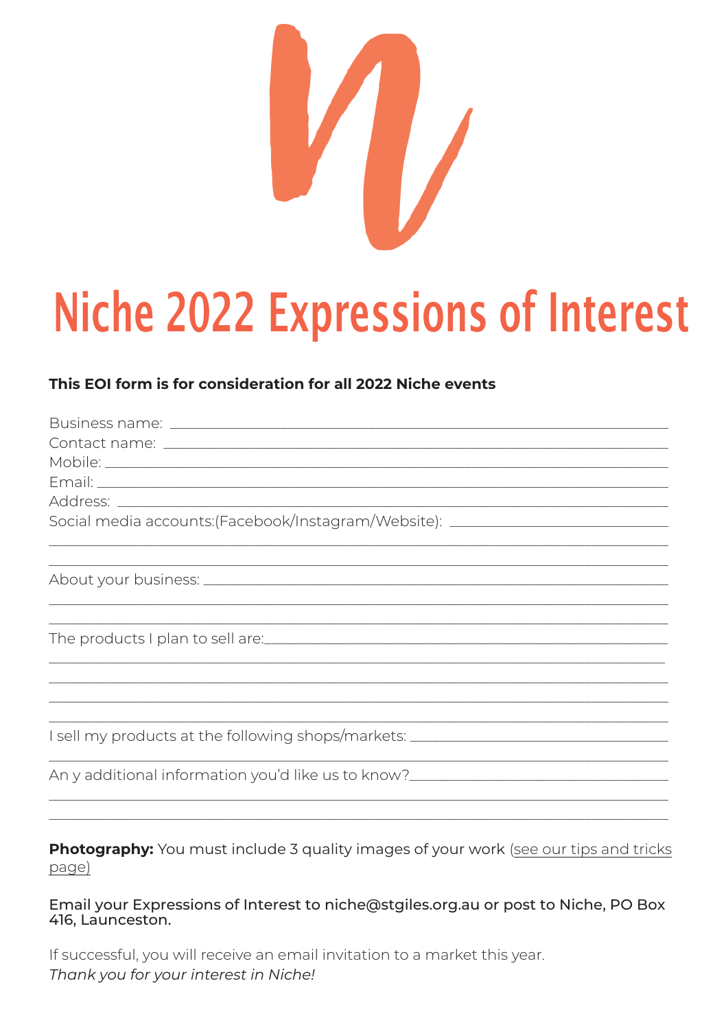# Niche 2022 Expressions of Interest

**This EOI form is for consideration for all 2022 Niche events**

Business name: ___________________________________________________________

Contact name: ___________________________________________________________

Mobile: ________________________________________________________________

Email: _________________________________________________________________

Address: _______________________________________________________________

Social media accounts:(Facebook/Instagram/Website): ______________________

________________________________________________________________________

________________________________________________________________________

About your business: ______________________________________________________

________________________________________________________________________

________________________________________________________________________

The products I plan to sell are:_____________________________________________

________________________________________________________________________

________________________________________________________________________

________________________________________________________________________

________________________________________________________________________

I sell my products at the following shops/markets: ___________________________

________________________________________________________________________

An y additional information you'd like us to know?____________________________

________________________________________________________________________

________________________________________________________________________

**Photography:** You must include 3 quality images of your work (see our tips and tricks page)

Email your Expressions of Interest to niche@stgiles.org.au or post to Niche, PO Box 416, Launceston.

If successful, you will receive an email invitation to a market this year.

*Thank you for your interest in Niche!*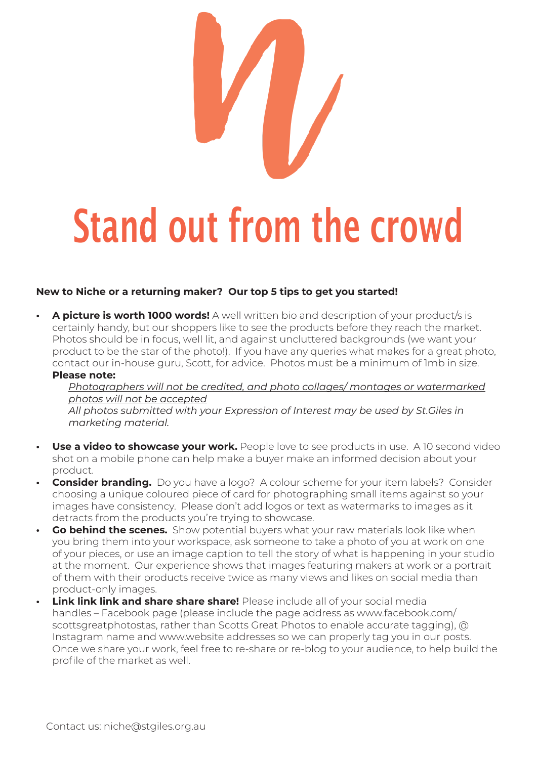# Stand out from the crowd

**New to Niche or a returning maker? Our top 5 tips to get you started!**

- **A picture is worth 1000 words!** A well written bio and description of your product/s is certainly handy, but our shoppers like to see the products before they reach the market. Photos should be in focus, well lit, and against uncluttered backgrounds (we want your product to be the star of the photo!). If you have any queries what makes for a great photo, contact our in-house guru, Scott, for advice. Photos must be a minimum of 1mb in size.
  **Please note:**
  *<u>Photographers will not be credited, and photo collages/ montages or watermarked photos will not be accepted</u>*
  *All photos submitted with your Expression of Interest may be used by St.Giles in marketing material.*
- **Use a video to showcase your work.** People love to see products in use. A 10 second video shot on a mobile phone can help make a buyer make an informed decision about your product.
- **Consider branding.** Do you have a logo? A colour scheme for your item labels? Consider choosing a unique coloured piece of card for photographing small items against so your images have consistency. Please don't add logos or text as watermarks to images as it detracts from the products you're trying to showcase.
- **Go behind the scenes.** Show potential buyers what your raw materials look like when you bring them into your workspace, ask someone to take a photo of you at work on one of your pieces, or use an image caption to tell the story of what is happening in your studio at the moment. Our experience shows that images featuring makers at work or a portrait of them with their products receive twice as many views and likes on social media than product-only images.
- **Link link link and share share share!** Please include all of your social media handles – Facebook page (please include the page address as www.facebook.com/scottsgreatphotostas, rather than Scotts Great Photos to enable accurate tagging), @ Instagram name and www.website addresses so we can properly tag you in our posts. Once we share your work, feel free to re-share or re-blog to your audience, to help build the profile of the market as well.

Contact us: niche@stgiles.org.au